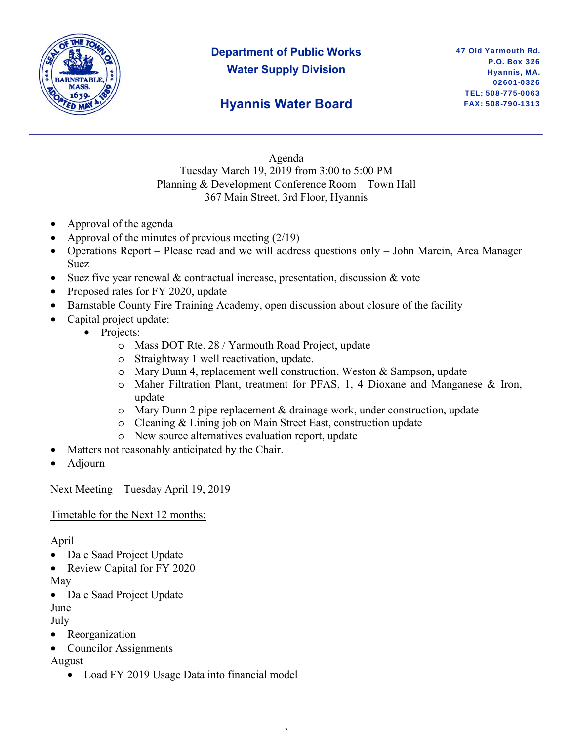**Department of Public Works**
**Water Supply Division**

## Hyannis Water Board

47 Old Yarmouth Rd.
P.O. Box 326
Hyannis, MA.
02601-0326
TEL: 508-775-0063
FAX: 508-790-1313

---

Agenda
Tuesday March 19, 2019 from 3:00 to 5:00 PM
Planning & Development Conference Room – Town Hall
367 Main Street, 3rd Floor, Hyannis

- Approval of the agenda
- Approval of the minutes of previous meeting (2/19)
- Operations Report – Please read and we will address questions only – John Marcin, Area Manager Suez
- Suez five year renewal & contractual increase, presentation, discussion & vote
- Proposed rates for FY 2020, update
- Barnstable County Fire Training Academy, open discussion about closure of the facility
- Capital project update:
  - Projects:
    - Mass DOT Rte. 28 / Yarmouth Road Project, update
    - Straightway 1 well reactivation, update.
    - Mary Dunn 4, replacement well construction, Weston & Sampson, update
    - Maher Filtration Plant, treatment for PFAS, 1, 4 Dioxane and Manganese & Iron, update
    - Mary Dunn 2 pipe replacement & drainage work, under construction, update
    - Cleaning & Lining job on Main Street East, construction update
    - New source alternatives evaluation report, update
- Matters not reasonably anticipated by the Chair.
- Adjourn

Next Meeting – Tuesday April 19, 2019

Timetable for the Next 12 months:

April
- Dale Saad Project Update
- Review Capital for FY 2020

May
- Dale Saad Project Update

June

July
- Reorganization
- Councilor Assignments

August
- Load FY 2019 Usage Data into financial model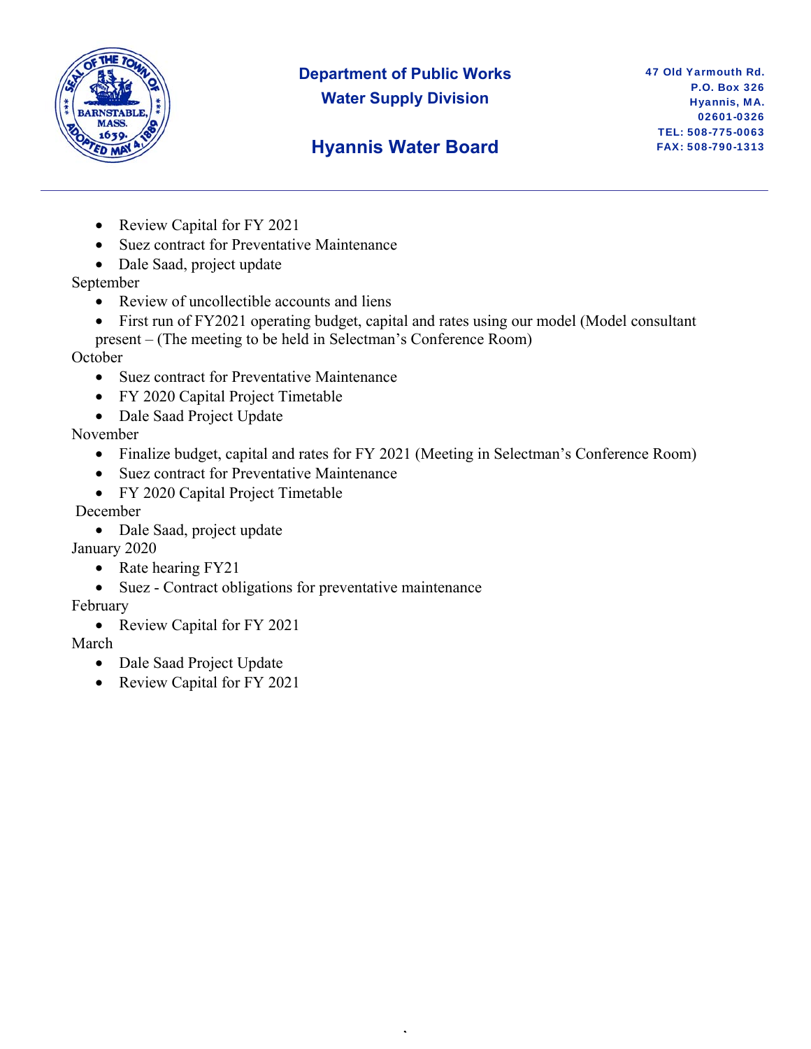**Department of Public Works**
**Water Supply Division**

**Hyannis Water Board**

47 Old Yarmouth Rd.
P.O. Box 326
Hyannis, MA.
02601-0326
TEL: 508-775-0063
FAX: 508-790-1313

- Review Capital for FY 2021
- Suez contract for Preventative Maintenance
- Dale Saad, project update

September

- Review of uncollectible accounts and liens
- First run of FY2021 operating budget, capital and rates using our model (Model consultant present – (The meeting to be held in Selectman's Conference Room)

October

- Suez contract for Preventative Maintenance
- FY 2020 Capital Project Timetable
- Dale Saad Project Update

November

- Finalize budget, capital and rates for FY 2021 (Meeting in Selectman's Conference Room)
- Suez contract for Preventative Maintenance
- FY 2020 Capital Project Timetable

December

- Dale Saad, project update

January 2020

- Rate hearing FY21
- Suez - Contract obligations for preventative maintenance

February

- Review Capital for FY 2021

March

- Dale Saad Project Update
- Review Capital for FY 2021